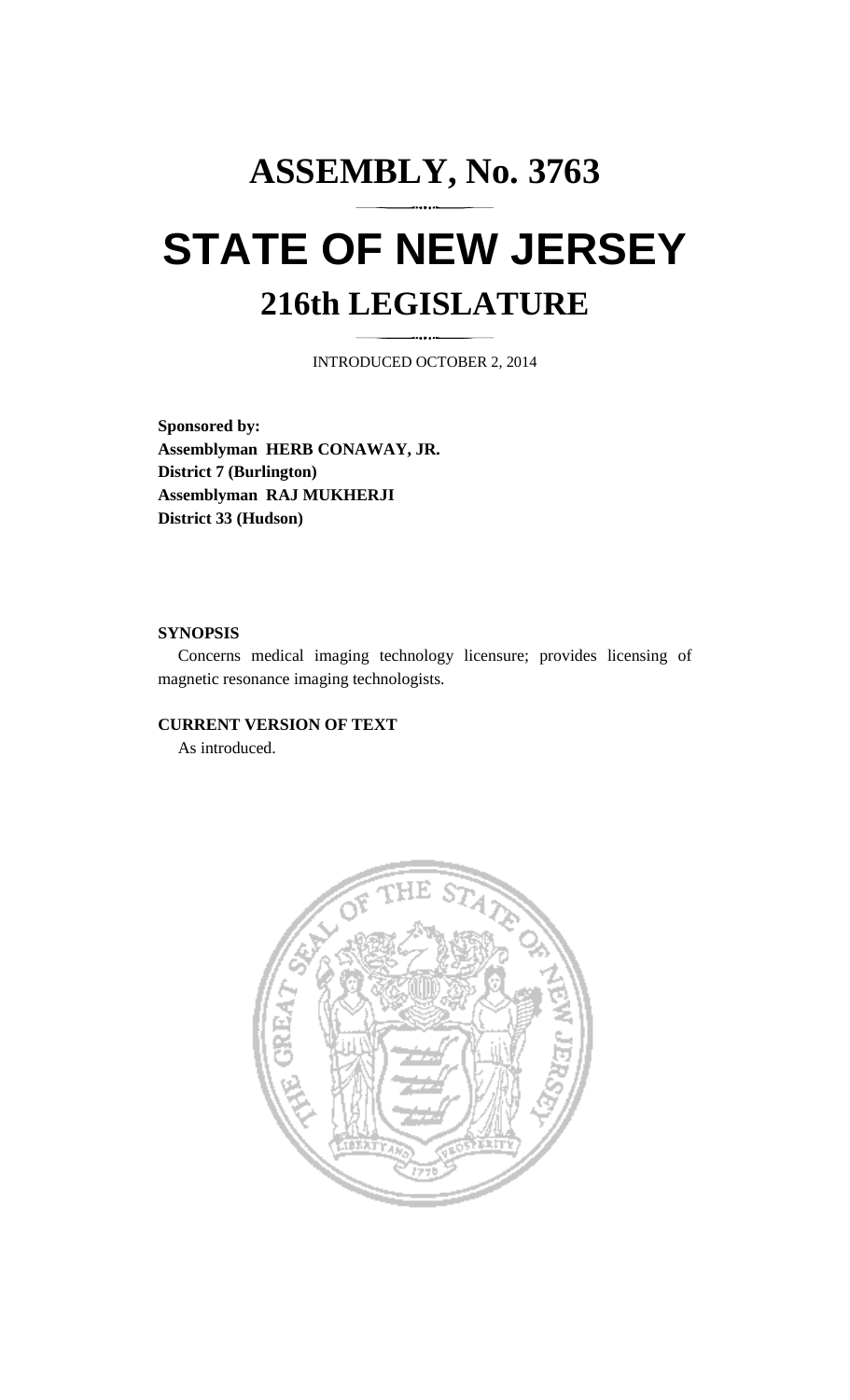# ASSEMBLY, No. 3763

# STATE OF NEW JERSEY

## 216th LEGISLATURE

INTRODUCED OCTOBER 2, 2014

**Sponsored by:**
**Assemblyman HERB CONAWAY, JR.**
**District 7 (Burlington)**
**Assemblyman RAJ MUKHERJI**
**District 33 (Hudson)**

**SYNOPSIS**

Concerns medical imaging technology licensure; provides licensing of magnetic resonance imaging technologists.

**CURRENT VERSION OF TEXT**

As introduced.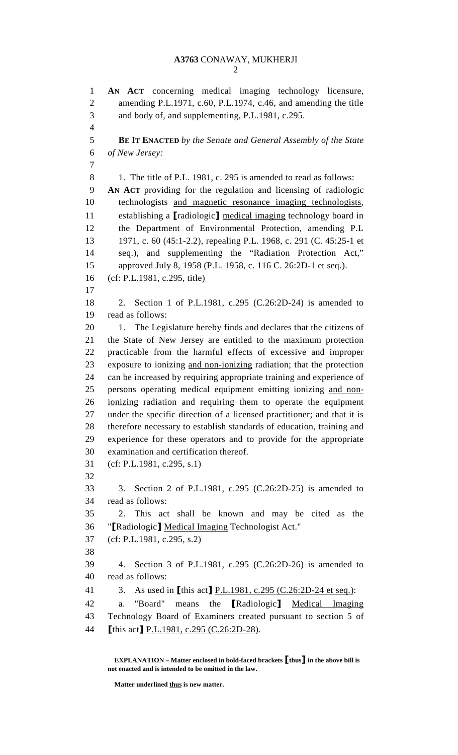**AN ACT** concerning medical imaging technology licensure, amending P.L.1971, c.60, P.L.1974, c.46, and amending the title and body of, and supplementing, P.L.1981, c.295.

**BE IT ENACTED** *by the Senate and General Assembly of the State of New Jersey:*

1. The title of P.L. 1981, c. 295 is amended to read as follows:

**AN ACT** providing for the regulation and licensing of radiologic technologists <u>and magnetic resonance imaging technologists</u>, establishing a **[**radiologic**]** <u>medical imaging</u> technology board in the Department of Environmental Protection, amending P.L 1971, c. 60 (45:1-2.2), repealing P.L. 1968, c. 291 (C. 45:25-1 et seq.), and supplementing the "Radiation Protection Act," approved July 8, 1958 (P.L. 1958, c. 116 C. 26:2D-1 et seq.).

(cf: P.L.1981, c.295, title)

2. Section 1 of P.L.1981, c.295 (C.26:2D-24) is amended to read as follows:

1. The Legislature hereby finds and declares that the citizens of the State of New Jersey are entitled to the maximum protection practicable from the harmful effects of excessive and improper exposure to ionizing <u>and non-ionizing</u> radiation; that the protection can be increased by requiring appropriate training and experience of persons operating medical equipment emitting ionizing <u>and non-ionizing</u> radiation and requiring them to operate the equipment under the specific direction of a licensed practitioner; and that it is therefore necessary to establish standards of education, training and experience for these operators and to provide for the appropriate examination and certification thereof.

(cf: P.L.1981, c.295, s.1)

3. Section 2 of P.L.1981, c.295 (C.26:2D-25) is amended to read as follows:

2. This act shall be known and may be cited as the "**[**Radiologic**]** <u>Medical Imaging</u> Technologist Act."

(cf: P.L.1981, c.295, s.2)

4. Section 3 of P.L.1981, c.295 (C.26:2D-26) is amended to read as follows:

3. As used in **[**this act**]** <u>P.L.1981, c.295 (C.26:2D-24 et seq.)</u>:

a. "Board" means the **[**Radiologic**]** <u>Medical Imaging</u> Technology Board of Examiners created pursuant to section 5 of **[**this act**]** <u>P.L.1981, c.295 (C.26:2D-28)</u>.

**EXPLANATION – Matter enclosed in bold-faced brackets [thus] in the above bill is not enacted and is intended to be omitted in the law.**

**Matter underlined <u>thus</u> is new matter.**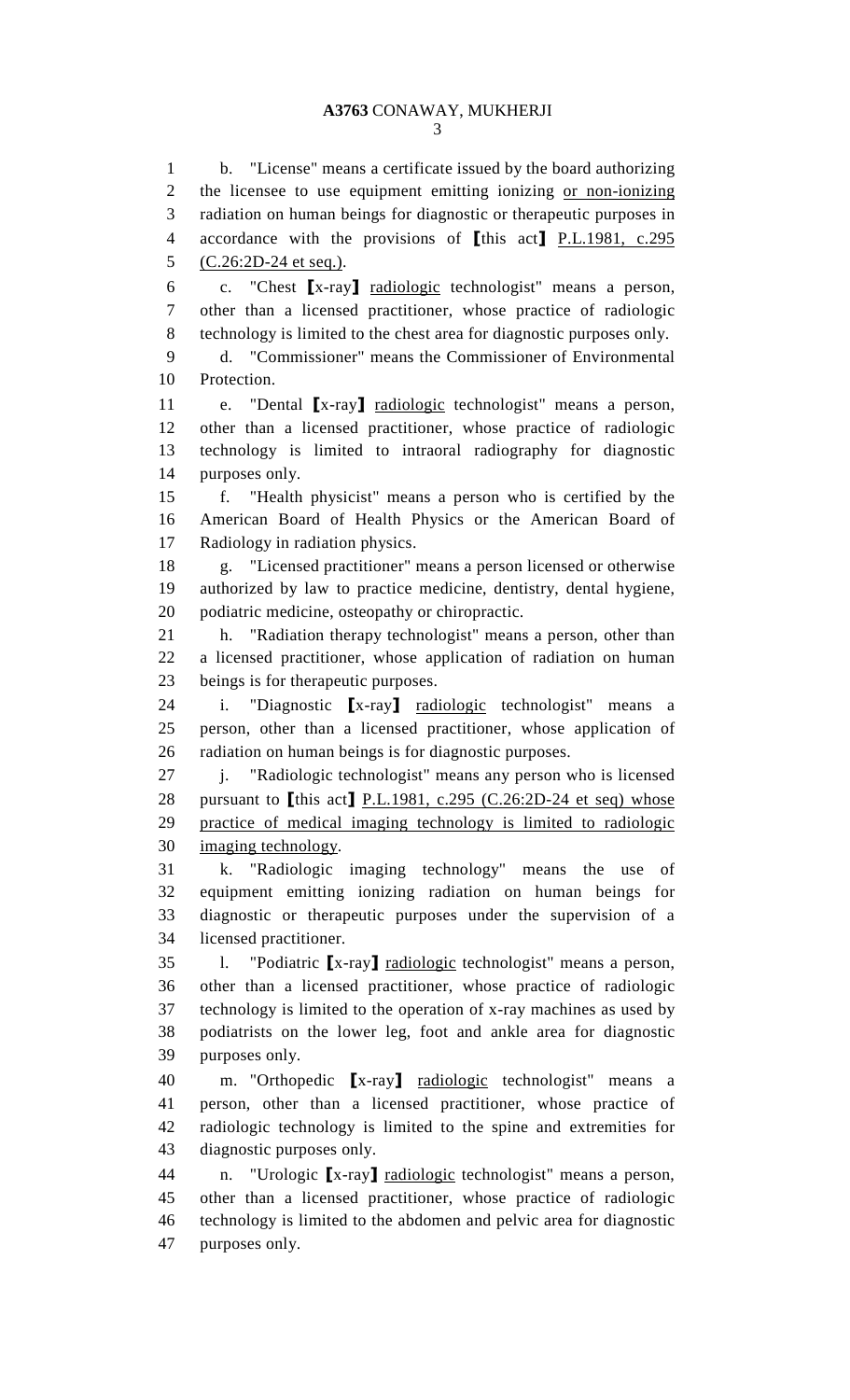b. "License" means a certificate issued by the board authorizing the licensee to use equipment emitting ionizing or non-ionizing radiation on human beings for diagnostic or therapeutic purposes in accordance with the provisions of [this act] P.L.1981, c.295 (C.26:2D-24 et seq.).

c. "Chest [x-ray] radiologic technologist" means a person, other than a licensed practitioner, whose practice of radiologic technology is limited to the chest area for diagnostic purposes only.

d. "Commissioner" means the Commissioner of Environmental Protection.

e. "Dental [x-ray] radiologic technologist" means a person, other than a licensed practitioner, whose practice of radiologic technology is limited to intraoral radiography for diagnostic purposes only.

f. "Health physicist" means a person who is certified by the American Board of Health Physics or the American Board of Radiology in radiation physics.

g. "Licensed practitioner" means a person licensed or otherwise authorized by law to practice medicine, dentistry, dental hygiene, podiatric medicine, osteopathy or chiropractic.

h. "Radiation therapy technologist" means a person, other than a licensed practitioner, whose application of radiation on human beings is for therapeutic purposes.

i. "Diagnostic [x-ray] radiologic technologist" means a person, other than a licensed practitioner, whose application of radiation on human beings is for diagnostic purposes.

j. "Radiologic technologist" means any person who is licensed pursuant to [this act] P.L.1981, c.295 (C.26:2D-24 et seq) whose practice of medical imaging technology is limited to radiologic imaging technology.

k. "Radiologic imaging technology" means the use of equipment emitting ionizing radiation on human beings for diagnostic or therapeutic purposes under the supervision of a licensed practitioner.

l. "Podiatric [x-ray] radiologic technologist" means a person, other than a licensed practitioner, whose practice of radiologic technology is limited to the operation of x-ray machines as used by podiatrists on the lower leg, foot and ankle area for diagnostic purposes only.

m. "Orthopedic [x-ray] radiologic technologist" means a person, other than a licensed practitioner, whose practice of radiologic technology is limited to the spine and extremities for diagnostic purposes only.

n. "Urologic [x-ray] radiologic technologist" means a person, other than a licensed practitioner, whose practice of radiologic technology is limited to the abdomen and pelvic area for diagnostic purposes only.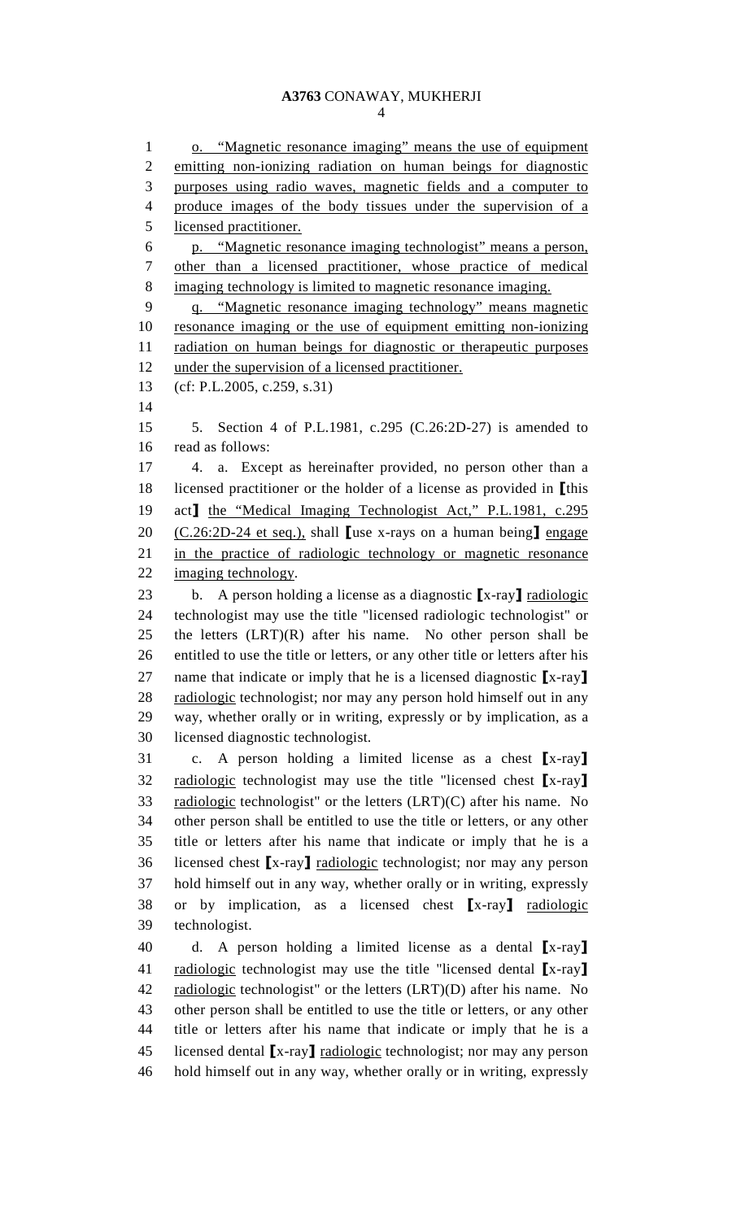o. "Magnetic resonance imaging" means the use of equipment emitting non-ionizing radiation on human beings for diagnostic purposes using radio waves, magnetic fields and a computer to produce images of the body tissues under the supervision of a licensed practitioner.

p. "Magnetic resonance imaging technologist" means a person, other than a licensed practitioner, whose practice of medical imaging technology is limited to magnetic resonance imaging.

q. "Magnetic resonance imaging technology" means magnetic resonance imaging or the use of equipment emitting non-ionizing radiation on human beings for diagnostic or therapeutic purposes under the supervision of a licensed practitioner.

(cf: P.L.2005, c.259, s.31)

5. Section 4 of P.L.1981, c.295 (C.26:2D-27) is amended to read as follows:

4. a. Except as hereinafter provided, no person other than a licensed practitioner or the holder of a license as provided in [this act] the "Medical Imaging Technologist Act," P.L.1981, c.295 (C.26:2D-24 et seq.), shall [use x-rays on a human being] engage in the practice of radiologic technology or magnetic resonance imaging technology.

b. A person holding a license as a diagnostic [x-ray] radiologic technologist may use the title "licensed radiologic technologist" or the letters (LRT)(R) after his name. No other person shall be entitled to use the title or letters, or any other title or letters after his name that indicate or imply that he is a licensed diagnostic [x-ray] radiologic technologist; nor may any person hold himself out in any way, whether orally or in writing, expressly or by implication, as a licensed diagnostic technologist.

c. A person holding a limited license as a chest [x-ray] radiologic technologist may use the title "licensed chest [x-ray] radiologic technologist" or the letters (LRT)(C) after his name. No other person shall be entitled to use the title or letters, or any other title or letters after his name that indicate or imply that he is a licensed chest [x-ray] radiologic technologist; nor may any person hold himself out in any way, whether orally or in writing, expressly or by implication, as a licensed chest [x-ray] radiologic technologist.

d. A person holding a limited license as a dental [x-ray] radiologic technologist may use the title "licensed dental [x-ray] radiologic technologist" or the letters (LRT)(D) after his name. No other person shall be entitled to use the title or letters, or any other title or letters after his name that indicate or imply that he is a licensed dental [x-ray] radiologic technologist; nor may any person hold himself out in any way, whether orally or in writing, expressly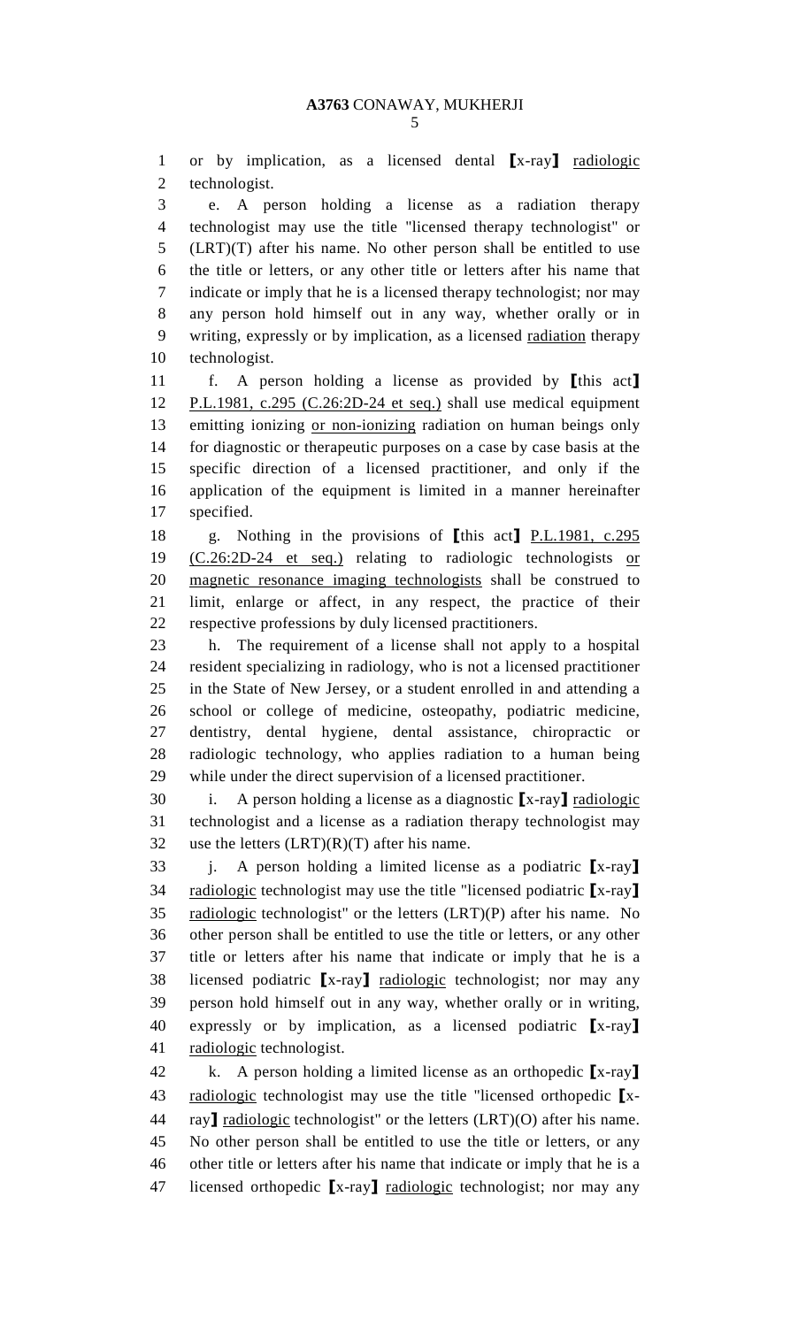or by implication, as a licensed dental ⟦x-ray⟧ radiologic technologist.

e. A person holding a license as a radiation therapy technologist may use the title "licensed therapy technologist" or (LRT)(T) after his name. No other person shall be entitled to use the title or letters, or any other title or letters after his name that indicate or imply that he is a licensed therapy technologist; nor may any person hold himself out in any way, whether orally or in writing, expressly or by implication, as a licensed radiation therapy technologist.

f. A person holding a license as provided by ⟦this act⟧ P.L.1981, c.295 (C.26:2D-24 et seq.) shall use medical equipment emitting ionizing or non-ionizing radiation on human beings only for diagnostic or therapeutic purposes on a case by case basis at the specific direction of a licensed practitioner, and only if the application of the equipment is limited in a manner hereinafter specified.

g. Nothing in the provisions of ⟦this act⟧ P.L.1981, c.295 (C.26:2D-24 et seq.) relating to radiologic technologists or magnetic resonance imaging technologists shall be construed to limit, enlarge or affect, in any respect, the practice of their respective professions by duly licensed practitioners.

h. The requirement of a license shall not apply to a hospital resident specializing in radiology, who is not a licensed practitioner in the State of New Jersey, or a student enrolled in and attending a school or college of medicine, osteopathy, podiatric medicine, dentistry, dental hygiene, dental assistance, chiropractic or radiologic technology, who applies radiation to a human being while under the direct supervision of a licensed practitioner.

i. A person holding a license as a diagnostic ⟦x-ray⟧ radiologic technologist and a license as a radiation therapy technologist may use the letters (LRT)(R)(T) after his name.

j. A person holding a limited license as a podiatric ⟦x-ray⟧ radiologic technologist may use the title "licensed podiatric ⟦x-ray⟧ radiologic technologist" or the letters (LRT)(P) after his name. No other person shall be entitled to use the title or letters, or any other title or letters after his name that indicate or imply that he is a licensed podiatric ⟦x-ray⟧ radiologic technologist; nor may any person hold himself out in any way, whether orally or in writing, expressly or by implication, as a licensed podiatric ⟦x-ray⟧ radiologic technologist.

k. A person holding a limited license as an orthopedic ⟦x-ray⟧ radiologic technologist may use the title "licensed orthopedic ⟦x-ray⟧ radiologic technologist" or the letters (LRT)(O) after his name. No other person shall be entitled to use the title or letters, or any other title or letters after his name that indicate or imply that he is a licensed orthopedic ⟦x-ray⟧ radiologic technologist; nor may any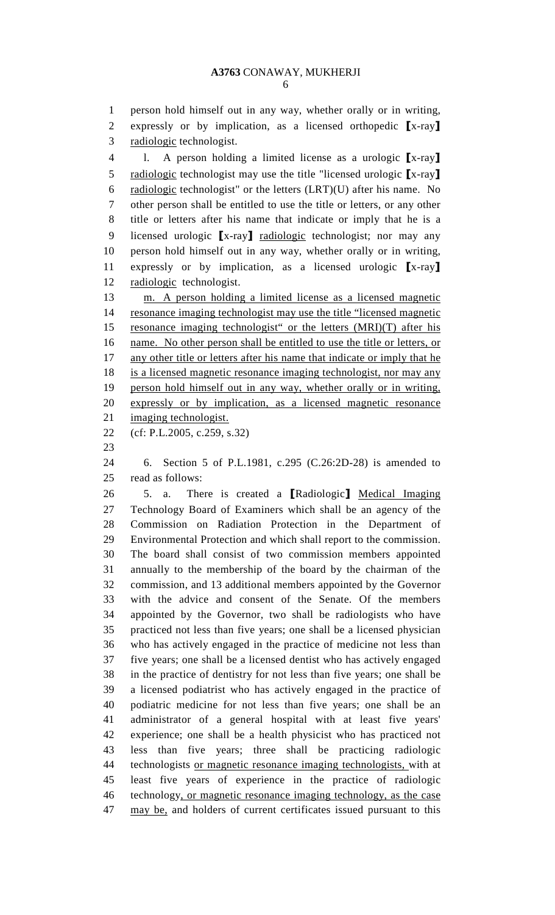person hold himself out in any way, whether orally or in writing, expressly or by implication, as a licensed orthopedic ⟦x-ray⟧ radiologic technologist.

l. A person holding a limited license as a urologic ⟦x-ray⟧ radiologic technologist may use the title "licensed urologic ⟦x-ray⟧ radiologic technologist" or the letters (LRT)(U) after his name. No other person shall be entitled to use the title or letters, or any other title or letters after his name that indicate or imply that he is a licensed urologic ⟦x-ray⟧ radiologic technologist; nor may any person hold himself out in any way, whether orally or in writing, expressly or by implication, as a licensed urologic ⟦x-ray⟧ radiologic technologist.

m. A person holding a limited license as a licensed magnetic resonance imaging technologist may use the title "licensed magnetic resonance imaging technologist" or the letters (MRI)(T) after his name. No other person shall be entitled to use the title or letters, or any other title or letters after his name that indicate or imply that he is a licensed magnetic resonance imaging technologist, nor may any person hold himself out in any way, whether orally or in writing, expressly or by implication, as a licensed magnetic resonance imaging technologist.

(cf: P.L.2005, c.259, s.32)

6. Section 5 of P.L.1981, c.295 (C.26:2D-28) is amended to read as follows:

5. a. There is created a ⟦Radiologic⟧ Medical Imaging Technology Board of Examiners which shall be an agency of the Commission on Radiation Protection in the Department of Environmental Protection and which shall report to the commission. The board shall consist of two commission members appointed annually to the membership of the board by the chairman of the commission, and 13 additional members appointed by the Governor with the advice and consent of the Senate. Of the members appointed by the Governor, two shall be radiologists who have practiced not less than five years; one shall be a licensed physician who has actively engaged in the practice of medicine not less than five years; one shall be a licensed dentist who has actively engaged in the practice of dentistry for not less than five years; one shall be a licensed podiatrist who has actively engaged in the practice of podiatric medicine for not less than five years; one shall be an administrator of a general hospital with at least five years' experience; one shall be a health physicist who has practiced not less than five years; three shall be practicing radiologic technologists or magnetic resonance imaging technologists, with at least five years of experience in the practice of radiologic technology, or magnetic resonance imaging technology, as the case may be, and holders of current certificates issued pursuant to this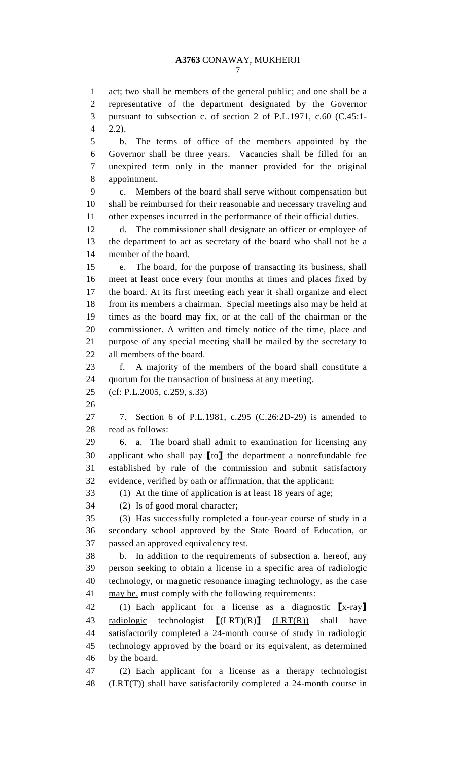act; two shall be members of the general public; and one shall be a representative of the department designated by the Governor pursuant to subsection c. of section 2 of P.L.1971, c.60 (C.45:1-2.2).

b. The terms of office of the members appointed by the Governor shall be three years. Vacancies shall be filled for an unexpired term only in the manner provided for the original appointment.

c. Members of the board shall serve without compensation but shall be reimbursed for their reasonable and necessary traveling and other expenses incurred in the performance of their official duties.

d. The commissioner shall designate an officer or employee of the department to act as secretary of the board who shall not be a member of the board.

e. The board, for the purpose of transacting its business, shall meet at least once every four months at times and places fixed by the board. At its first meeting each year it shall organize and elect from its members a chairman. Special meetings also may be held at times as the board may fix, or at the call of the chairman or the commissioner. A written and timely notice of the time, place and purpose of any special meeting shall be mailed by the secretary to all members of the board.

f. A majority of the members of the board shall constitute a quorum for the transaction of business at any meeting.

(cf: P.L.2005, c.259, s.33)

7. Section 6 of P.L.1981, c.295 (C.26:2D-29) is amended to read as follows:

6. a. The board shall admit to examination for licensing any applicant who shall pay ⟦to⟧ the department a nonrefundable fee established by rule of the commission and submit satisfactory evidence, verified by oath or affirmation, that the applicant:

(1) At the time of application is at least 18 years of age;

(2) Is of good moral character;

(3) Has successfully completed a four-year course of study in a secondary school approved by the State Board of Education, or passed an approved equivalency test.

b. In addition to the requirements of subsection a. hereof, any person seeking to obtain a license in a specific area of radiologic technology<u>, or magnetic resonance imaging technology, as the case may be,</u> must comply with the following requirements:

(1) Each applicant for a license as a diagnostic ⟦x-ray⟧ <u>radiologic</u> technologist ⟦(LRT)(R)⟧ <u>(LRT(R))</u> shall have satisfactorily completed a 24-month course of study in radiologic technology approved by the board or its equivalent, as determined by the board.

(2) Each applicant for a license as a therapy technologist (LRT(T)) shall have satisfactorily completed a 24-month course in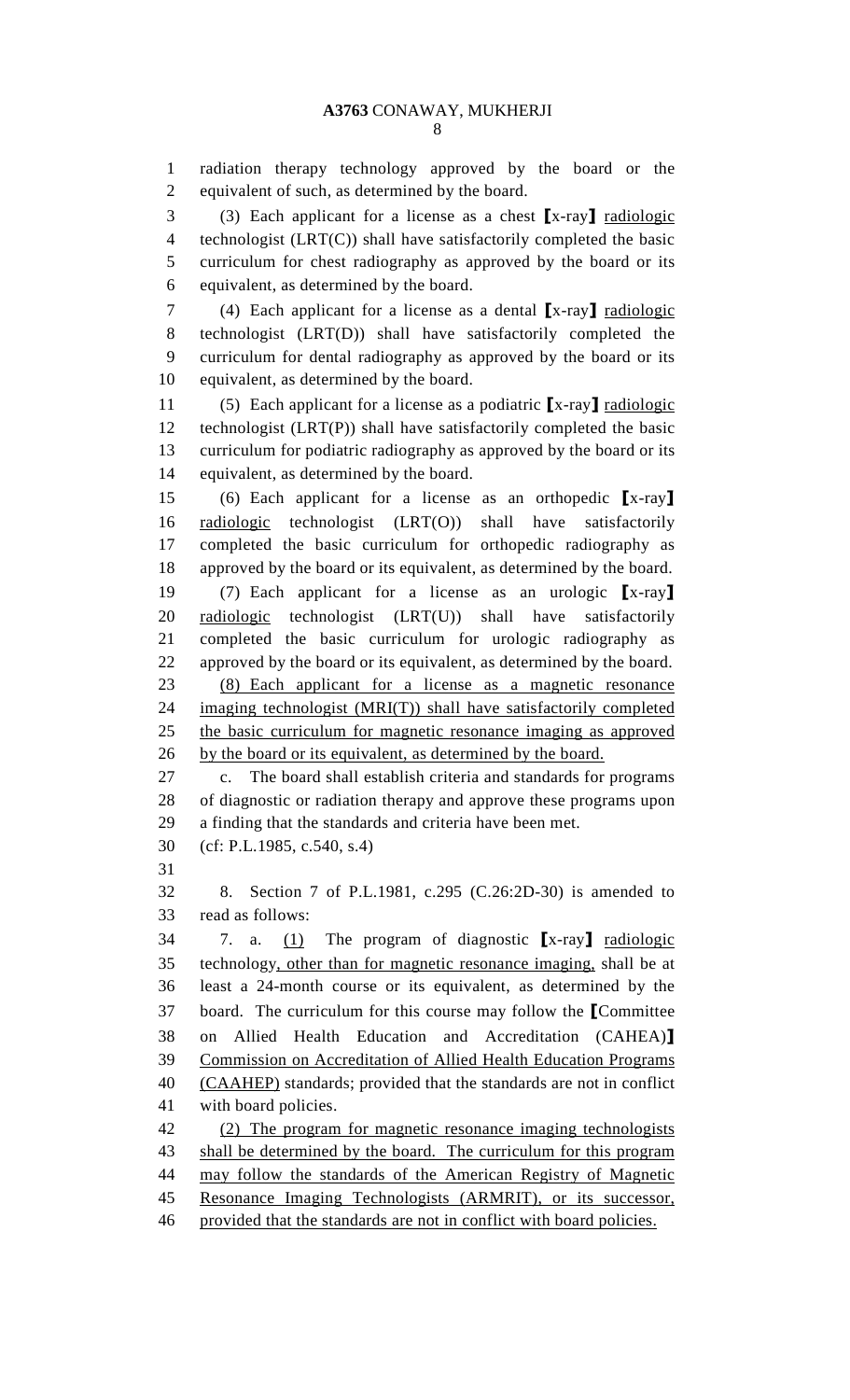radiation therapy technology approved by the board or the equivalent of such, as determined by the board.

(3) Each applicant for a license as a chest [x-ray] radiologic technologist (LRT(C)) shall have satisfactorily completed the basic curriculum for chest radiography as approved by the board or its equivalent, as determined by the board.

(4) Each applicant for a license as a dental [x-ray] radiologic technologist (LRT(D)) shall have satisfactorily completed the curriculum for dental radiography as approved by the board or its equivalent, as determined by the board.

(5) Each applicant for a license as a podiatric [x-ray] radiologic technologist (LRT(P)) shall have satisfactorily completed the basic curriculum for podiatric radiography as approved by the board or its equivalent, as determined by the board.

(6) Each applicant for a license as an orthopedic [x-ray] radiologic technologist (LRT(O)) shall have satisfactorily completed the basic curriculum for orthopedic radiography as approved by the board or its equivalent, as determined by the board.

(7) Each applicant for a license as an urologic [x-ray] radiologic technologist (LRT(U)) shall have satisfactorily completed the basic curriculum for urologic radiography as approved by the board or its equivalent, as determined by the board.

(8) Each applicant for a license as a magnetic resonance imaging technologist (MRI(T)) shall have satisfactorily completed the basic curriculum for magnetic resonance imaging as approved by the board or its equivalent, as determined by the board.

c. The board shall establish criteria and standards for programs of diagnostic or radiation therapy and approve these programs upon a finding that the standards and criteria have been met.

(cf: P.L.1985, c.540, s.4)

8. Section 7 of P.L.1981, c.295 (C.26:2D-30) is amended to read as follows:

7. a. (1) The program of diagnostic [x-ray] radiologic technology, other than for magnetic resonance imaging, shall be at least a 24-month course or its equivalent, as determined by the board. The curriculum for this course may follow the [Committee on Allied Health Education and Accreditation (CAHEA)] Commission on Accreditation of Allied Health Education Programs (CAAHEP) standards; provided that the standards are not in conflict with board policies.

(2) The program for magnetic resonance imaging technologists shall be determined by the board. The curriculum for this program may follow the standards of the American Registry of Magnetic Resonance Imaging Technologists (ARMRIT), or its successor, provided that the standards are not in conflict with board policies.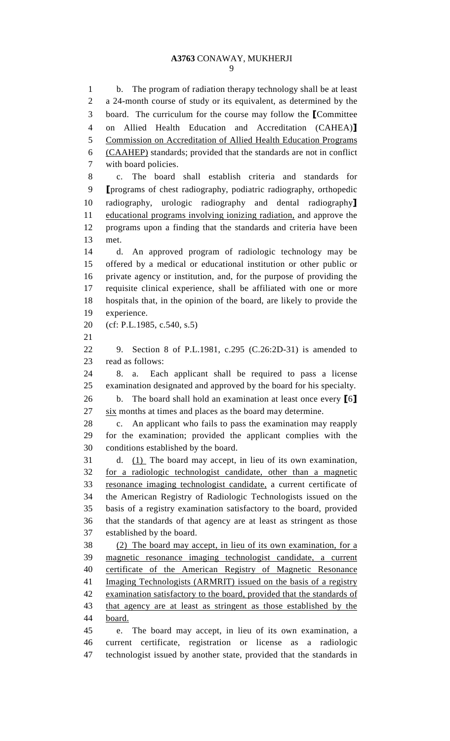b. The program of radiation therapy technology shall be at least a 24-month course of study or its equivalent, as determined by the board. The curriculum for the course may follow the [Committee on Allied Health Education and Accreditation (CAHEA)] Commission on Accreditation of Allied Health Education Programs (CAAHEP) standards; provided that the standards are not in conflict with board policies.

c. The board shall establish criteria and standards for [programs of chest radiography, podiatric radiography, orthopedic radiography, urologic radiography and dental radiography] educational programs involving ionizing radiation, and approve the programs upon a finding that the standards and criteria have been met.

d. An approved program of radiologic technology may be offered by a medical or educational institution or other public or private agency or institution, and, for the purpose of providing the requisite clinical experience, shall be affiliated with one or more hospitals that, in the opinion of the board, are likely to provide the experience.

(cf: P.L.1985, c.540, s.5)

9. Section 8 of P.L.1981, c.295 (C.26:2D-31) is amended to read as follows:

8. a. Each applicant shall be required to pass a license examination designated and approved by the board for his specialty.

b. The board shall hold an examination at least once every [6] six months at times and places as the board may determine.

c. An applicant who fails to pass the examination may reapply for the examination; provided the applicant complies with the conditions established by the board.

d. (1) The board may accept, in lieu of its own examination, for a radiologic technologist candidate, other than a magnetic resonance imaging technologist candidate, a current certificate of the American Registry of Radiologic Technologists issued on the basis of a registry examination satisfactory to the board, provided that the standards of that agency are at least as stringent as those established by the board.

(2) The board may accept, in lieu of its own examination, for a magnetic resonance imaging technologist candidate, a current certificate of the American Registry of Magnetic Resonance Imaging Technologists (ARMRIT) issued on the basis of a registry examination satisfactory to the board, provided that the standards of that agency are at least as stringent as those established by the board.

e. The board may accept, in lieu of its own examination, a current certificate, registration or license as a radiologic technologist issued by another state, provided that the standards in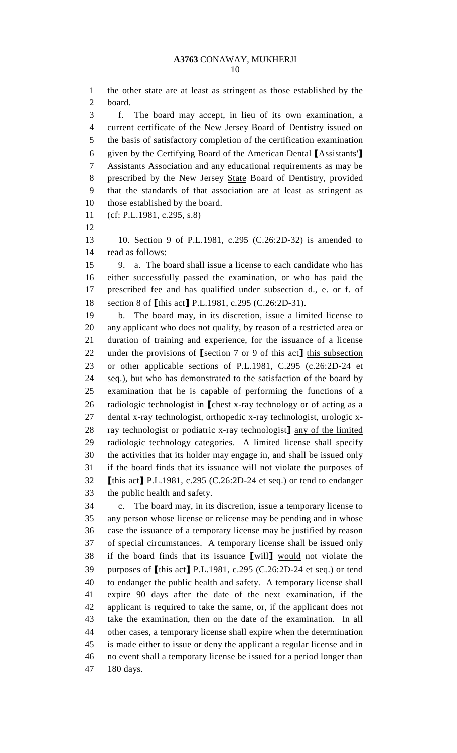the other state are at least as stringent as those established by the board.

f. The board may accept, in lieu of its own examination, a current certificate of the New Jersey Board of Dentistry issued on the basis of satisfactory completion of the certification examination given by the Certifying Board of the American Dental ⟦Assistants'⟧ Assistants Association and any educational requirements as may be prescribed by the New Jersey State Board of Dentistry, provided that the standards of that association are at least as stringent as those established by the board.

(cf: P.L.1981, c.295, s.8)

10. Section 9 of P.L.1981, c.295 (C.26:2D-32) is amended to read as follows:

9. a. The board shall issue a license to each candidate who has either successfully passed the examination, or who has paid the prescribed fee and has qualified under subsection d., e. or f. of section 8 of ⟦this act⟧ P.L.1981, c.295 (C.26:2D-31).

b. The board may, in its discretion, issue a limited license to any applicant who does not qualify, by reason of a restricted area or duration of training and experience, for the issuance of a license under the provisions of ⟦section 7 or 9 of this act⟧ this subsection or other applicable sections of P.L.1981, C.295 (c.26:2D-24 et seq.), but who has demonstrated to the satisfaction of the board by examination that he is capable of performing the functions of a radiologic technologist in ⟦chest x-ray technology or of acting as a dental x-ray technologist, orthopedic x-ray technologist, urologic x-ray technologist or podiatric x-ray technologist⟧ any of the limited radiologic technology categories. A limited license shall specify the activities that its holder may engage in, and shall be issued only if the board finds that its issuance will not violate the purposes of ⟦this act⟧ P.L.1981, c.295 (C.26:2D-24 et seq.) or tend to endanger the public health and safety.

c. The board may, in its discretion, issue a temporary license to any person whose license or relicense may be pending and in whose case the issuance of a temporary license may be justified by reason of special circumstances. A temporary license shall be issued only if the board finds that its issuance ⟦will⟧ would not violate the purposes of ⟦this act⟧ P.L.1981, c.295 (C.26:2D-24 et seq.) or tend to endanger the public health and safety. A temporary license shall expire 90 days after the date of the next examination, if the applicant is required to take the same, or, if the applicant does not take the examination, then on the date of the examination. In all other cases, a temporary license shall expire when the determination is made either to issue or deny the applicant a regular license and in no event shall a temporary license be issued for a period longer than 180 days.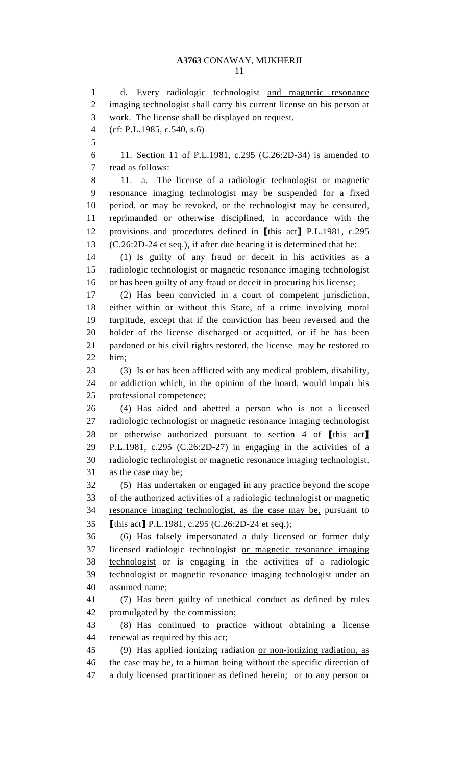d. Every radiologic technologist <u>and magnetic resonance imaging technologist</u> shall carry his current license on his person at work. The license shall be displayed on request.

(cf: P.L.1985, c.540, s.6)

11. Section 11 of P.L.1981, c.295 (C.26:2D-34) is amended to read as follows:

11. a. The license of a radiologic technologist <u>or magnetic resonance imaging technologist</u> may be suspended for a fixed period, or may be revoked, or the technologist may be censured, reprimanded or otherwise disciplined, in accordance with the provisions and procedures defined in **[**this act**]** <u>P.L.1981, c.295 (C.26:2D-24 et seq.)</u>, if after due hearing it is determined that he:

(1) Is guilty of any fraud or deceit in his activities as a radiologic technologist <u>or magnetic resonance imaging technologist</u> or has been guilty of any fraud or deceit in procuring his license;

(2) Has been convicted in a court of competent jurisdiction, either within or without this State, of a crime involving moral turpitude, except that if the conviction has been reversed and the holder of the license discharged or acquitted, or if he has been pardoned or his civil rights restored, the license may be restored to him;

(3) Is or has been afflicted with any medical problem, disability, or addiction which, in the opinion of the board, would impair his professional competence;

(4) Has aided and abetted a person who is not a licensed radiologic technologist <u>or magnetic resonance imaging technologist</u> or otherwise authorized pursuant to section 4 of **[**this act**]** <u>P.L.1981, c.295 (C.26:2D-27)</u> in engaging in the activities of a radiologic technologist <u>or magnetic resonance imaging technologist, as the case may be</u>;

(5) Has undertaken or engaged in any practice beyond the scope of the authorized activities of a radiologic technologist <u>or magnetic resonance imaging technologist, as the case may be,</u> pursuant to **[**this act**]** <u>P.L.1981, c.295 (C.26:2D-24 et seq.)</u>;

(6) Has falsely impersonated a duly licensed or former duly licensed radiologic technologist <u>or magnetic resonance imaging technologist</u> or is engaging in the activities of a radiologic technologist <u>or magnetic resonance imaging technologist</u> under an assumed name;

(7) Has been guilty of unethical conduct as defined by rules promulgated by the commission;

(8) Has continued to practice without obtaining a license renewal as required by this act;

(9) Has applied ionizing radiation <u>or non-ionizing radiation, as the case may be,</u> to a human being without the specific direction of a duly licensed practitioner as defined herein; or to any person or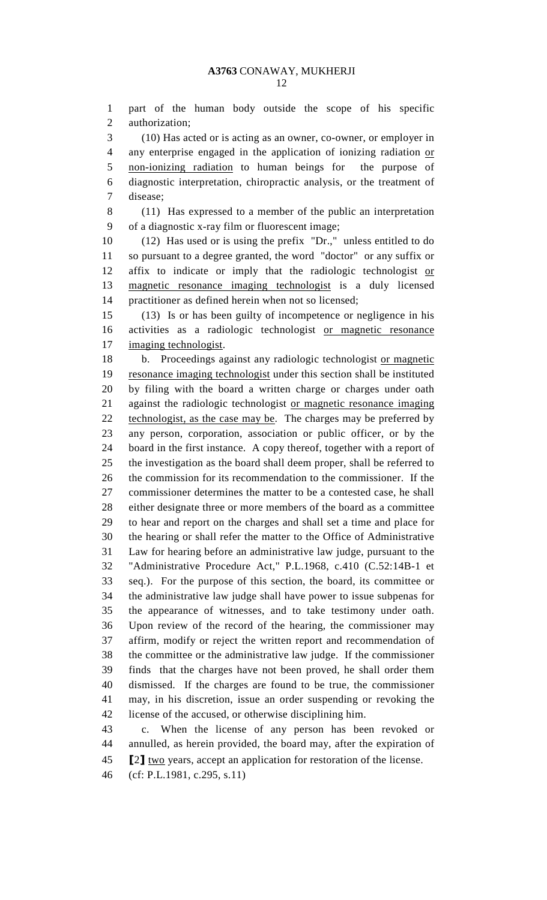part of the human body outside the scope of his specific authorization;

(10) Has acted or is acting as an owner, co-owner, or employer in any enterprise engaged in the application of ionizing radiation or non-ionizing radiation to human beings for the purpose of diagnostic interpretation, chiropractic analysis, or the treatment of disease;

(11) Has expressed to a member of the public an interpretation of a diagnostic x-ray film or fluorescent image;

(12) Has used or is using the prefix "Dr.," unless entitled to do so pursuant to a degree granted, the word "doctor" or any suffix or affix to indicate or imply that the radiologic technologist or magnetic resonance imaging technologist is a duly licensed practitioner as defined herein when not so licensed;

(13) Is or has been guilty of incompetence or negligence in his activities as a radiologic technologist or magnetic resonance imaging technologist.

b. Proceedings against any radiologic technologist or magnetic resonance imaging technologist under this section shall be instituted by filing with the board a written charge or charges under oath against the radiologic technologist or magnetic resonance imaging technologist, as the case may be. The charges may be preferred by any person, corporation, association or public officer, or by the board in the first instance. A copy thereof, together with a report of the investigation as the board shall deem proper, shall be referred to the commission for its recommendation to the commissioner. If the commissioner determines the matter to be a contested case, he shall either designate three or more members of the board as a committee to hear and report on the charges and shall set a time and place for the hearing or shall refer the matter to the Office of Administrative Law for hearing before an administrative law judge, pursuant to the "Administrative Procedure Act," P.L.1968, c.410 (C.52:14B-1 et seq.). For the purpose of this section, the board, its committee or the administrative law judge shall have power to issue subpenas for the appearance of witnesses, and to take testimony under oath. Upon review of the record of the hearing, the commissioner may affirm, modify or reject the written report and recommendation of the committee or the administrative law judge. If the commissioner finds that the charges have not been proved, he shall order them dismissed. If the charges are found to be true, the commissioner may, in his discretion, issue an order suspending or revoking the license of the accused, or otherwise disciplining him.

c. When the license of any person has been revoked or annulled, as herein provided, the board may, after the expiration of [2] two years, accept an application for restoration of the license.

(cf: P.L.1981, c.295, s.11)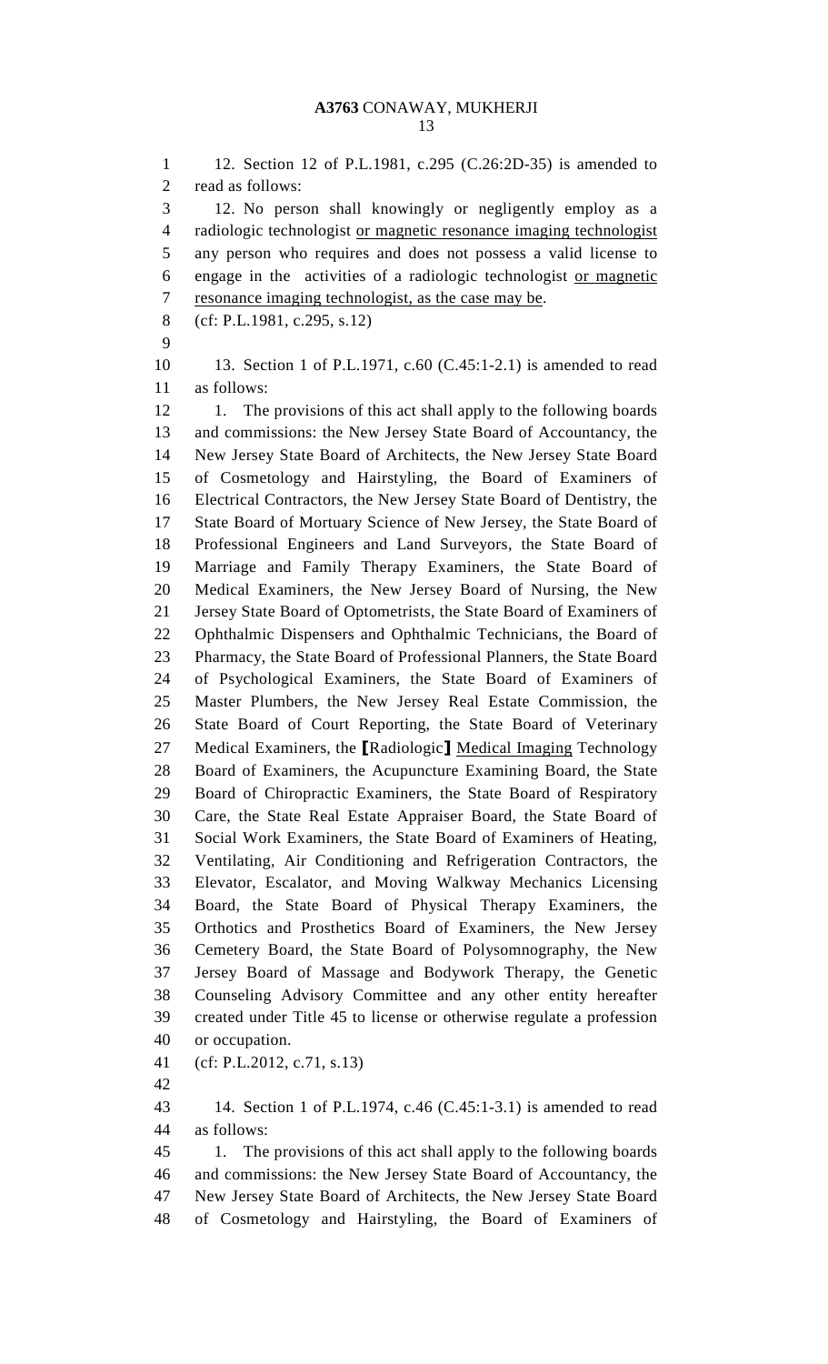12. Section 12 of P.L.1981, c.295 (C.26:2D-35) is amended to read as follows:

12. No person shall knowingly or negligently employ as a radiologic technologist <u>or magnetic resonance imaging technologist</u> any person who requires and does not possess a valid license to engage in the activities of a radiologic technologist <u>or magnetic resonance imaging technologist, as the case may be</u>.

(cf: P.L.1981, c.295, s.12)

13. Section 1 of P.L.1971, c.60 (C.45:1-2.1) is amended to read as follows:

1. The provisions of this act shall apply to the following boards and commissions: the New Jersey State Board of Accountancy, the New Jersey State Board of Architects, the New Jersey State Board of Cosmetology and Hairstyling, the Board of Examiners of Electrical Contractors, the New Jersey State Board of Dentistry, the State Board of Mortuary Science of New Jersey, the State Board of Professional Engineers and Land Surveyors, the State Board of Marriage and Family Therapy Examiners, the State Board of Medical Examiners, the New Jersey Board of Nursing, the New Jersey State Board of Optometrists, the State Board of Examiners of Ophthalmic Dispensers and Ophthalmic Technicians, the Board of Pharmacy, the State Board of Professional Planners, the State Board of Psychological Examiners, the State Board of Examiners of Master Plumbers, the New Jersey Real Estate Commission, the State Board of Court Reporting, the State Board of Veterinary Medical Examiners, the [Radiologic] <u>Medical Imaging</u> Technology Board of Examiners, the Acupuncture Examining Board, the State Board of Chiropractic Examiners, the State Board of Respiratory Care, the State Real Estate Appraiser Board, the State Board of Social Work Examiners, the State Board of Examiners of Heating, Ventilating, Air Conditioning and Refrigeration Contractors, the Elevator, Escalator, and Moving Walkway Mechanics Licensing Board, the State Board of Physical Therapy Examiners, the Orthotics and Prosthetics Board of Examiners, the New Jersey Cemetery Board, the State Board of Polysomnography, the New Jersey Board of Massage and Bodywork Therapy, the Genetic Counseling Advisory Committee and any other entity hereafter created under Title 45 to license or otherwise regulate a profession or occupation.

(cf: P.L.2012, c.71, s.13)

14. Section 1 of P.L.1974, c.46 (C.45:1-3.1) is amended to read as follows:

1. The provisions of this act shall apply to the following boards and commissions: the New Jersey State Board of Accountancy, the New Jersey State Board of Architects, the New Jersey State Board of Cosmetology and Hairstyling, the Board of Examiners of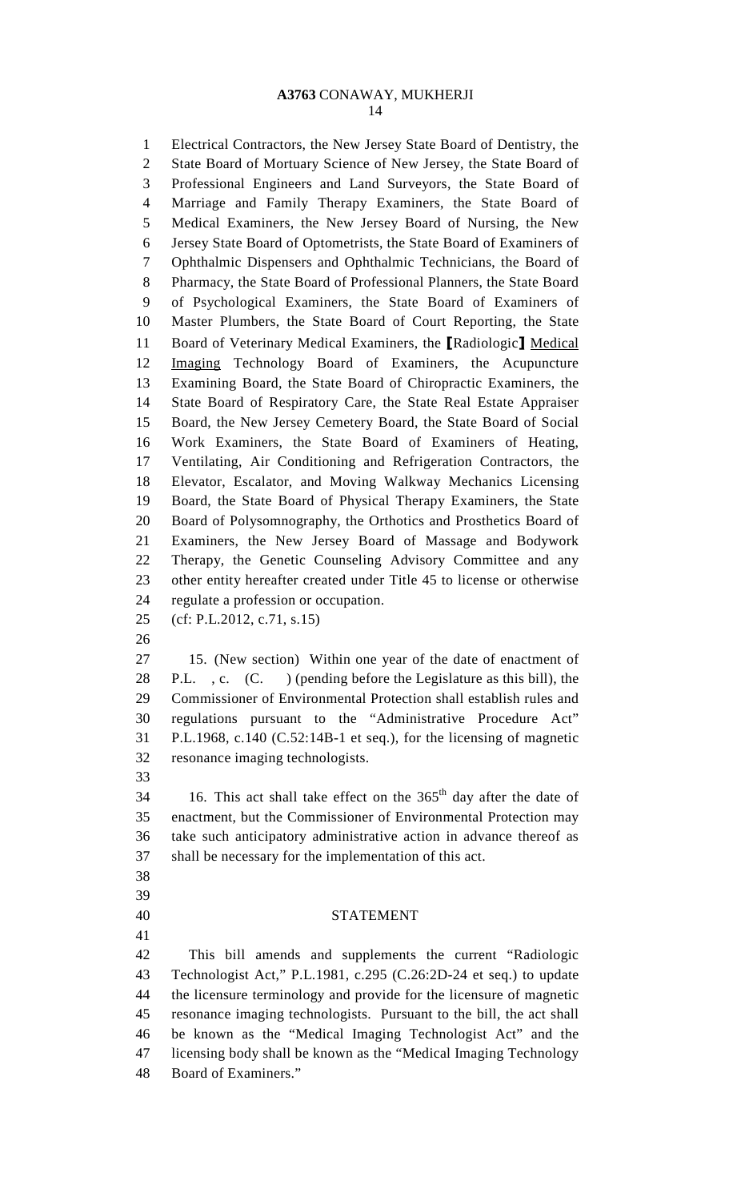Electrical Contractors, the New Jersey State Board of Dentistry, the State Board of Mortuary Science of New Jersey, the State Board of Professional Engineers and Land Surveyors, the State Board of Marriage and Family Therapy Examiners, the State Board of Medical Examiners, the New Jersey Board of Nursing, the New Jersey State Board of Optometrists, the State Board of Examiners of Ophthalmic Dispensers and Ophthalmic Technicians, the Board of Pharmacy, the State Board of Professional Planners, the State Board of Psychological Examiners, the State Board of Examiners of Master Plumbers, the State Board of Court Reporting, the State Board of Veterinary Medical Examiners, the [Radiologic] Medical Imaging Technology Board of Examiners, the Acupuncture Examining Board, the State Board of Chiropractic Examiners, the State Board of Respiratory Care, the State Real Estate Appraiser Board, the New Jersey Cemetery Board, the State Board of Social Work Examiners, the State Board of Examiners of Heating, Ventilating, Air Conditioning and Refrigeration Contractors, the Elevator, Escalator, and Moving Walkway Mechanics Licensing Board, the State Board of Physical Therapy Examiners, the State Board of Polysomnography, the Orthotics and Prosthetics Board of Examiners, the New Jersey Board of Massage and Bodywork Therapy, the Genetic Counseling Advisory Committee and any other entity hereafter created under Title 45 to license or otherwise regulate a profession or occupation.

(cf: P.L.2012, c.71, s.15)

15. (New section) Within one year of the date of enactment of P.L. , c. (C. ) (pending before the Legislature as this bill), the Commissioner of Environmental Protection shall establish rules and regulations pursuant to the "Administrative Procedure Act" P.L.1968, c.140 (C.52:14B-1 et seq.), for the licensing of magnetic resonance imaging technologists.

16. This act shall take effect on the 365th day after the date of enactment, but the Commissioner of Environmental Protection may take such anticipatory administrative action in advance thereof as shall be necessary for the implementation of this act.

## STATEMENT

This bill amends and supplements the current "Radiologic Technologist Act," P.L.1981, c.295 (C.26:2D-24 et seq.) to update the licensure terminology and provide for the licensure of magnetic resonance imaging technologists. Pursuant to the bill, the act shall be known as the "Medical Imaging Technologist Act" and the licensing body shall be known as the "Medical Imaging Technology Board of Examiners."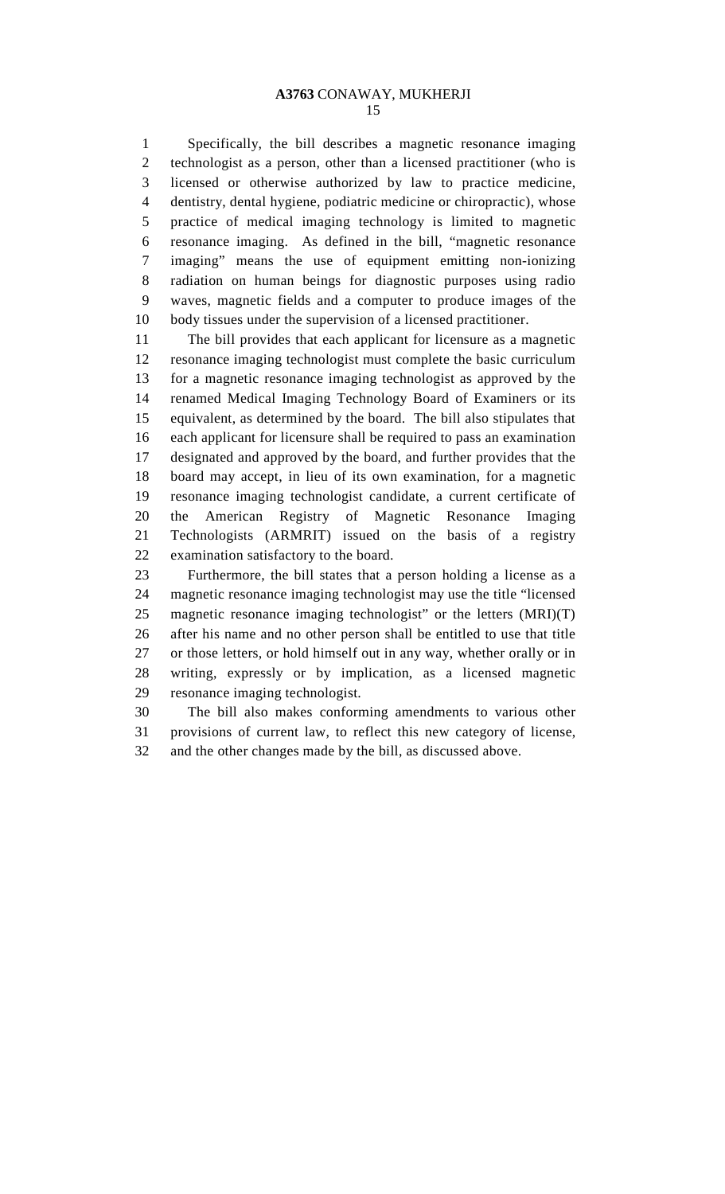Specifically, the bill describes a magnetic resonance imaging technologist as a person, other than a licensed practitioner (who is licensed or otherwise authorized by law to practice medicine, dentistry, dental hygiene, podiatric medicine or chiropractic), whose practice of medical imaging technology is limited to magnetic resonance imaging. As defined in the bill, "magnetic resonance imaging" means the use of equipment emitting non-ionizing radiation on human beings for diagnostic purposes using radio waves, magnetic fields and a computer to produce images of the body tissues under the supervision of a licensed practitioner.

The bill provides that each applicant for licensure as a magnetic resonance imaging technologist must complete the basic curriculum for a magnetic resonance imaging technologist as approved by the renamed Medical Imaging Technology Board of Examiners or its equivalent, as determined by the board. The bill also stipulates that each applicant for licensure shall be required to pass an examination designated and approved by the board, and further provides that the board may accept, in lieu of its own examination, for a magnetic resonance imaging technologist candidate, a current certificate of the American Registry of Magnetic Resonance Imaging Technologists (ARMRIT) issued on the basis of a registry examination satisfactory to the board.

Furthermore, the bill states that a person holding a license as a magnetic resonance imaging technologist may use the title "licensed magnetic resonance imaging technologist" or the letters (MRI)(T) after his name and no other person shall be entitled to use that title or those letters, or hold himself out in any way, whether orally or in writing, expressly or by implication, as a licensed magnetic resonance imaging technologist.

The bill also makes conforming amendments to various other provisions of current law, to reflect this new category of license, and the other changes made by the bill, as discussed above.